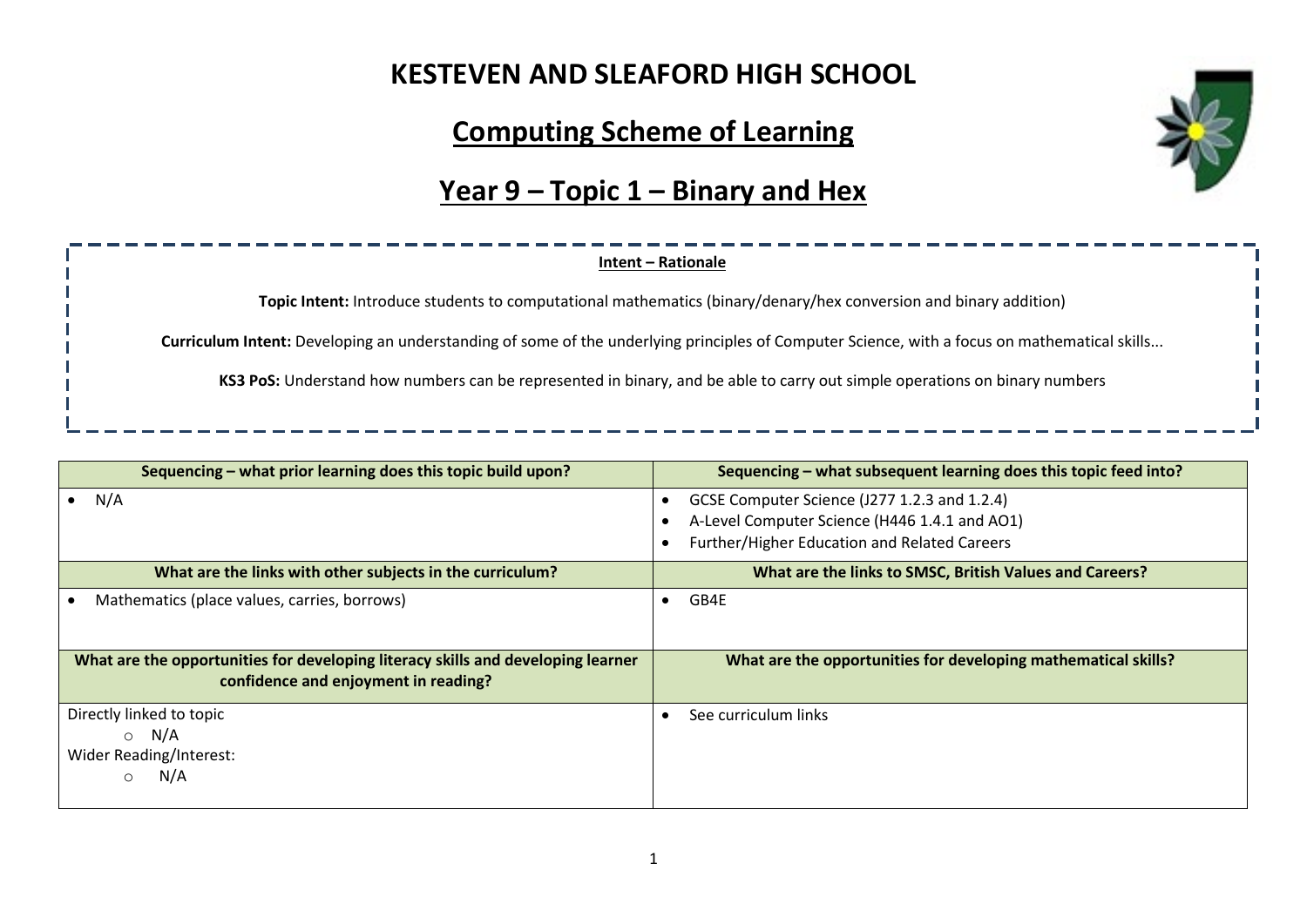# KESTEVEN AND SLEAFORD HIGH SCHOOL

## Computing Scheme of Learning

## Year 9 – Topic 1 – Binary and Hex

**Intent – Rationale**

**Topic Intent:** Introduce students to computational mathematics (binary/denary/hex conversion and binary addition)

**Curriculum Intent:** Developing an understanding of some of the underlying principles of Computer Science, with a focus on mathematical skills...

**KS3 PoS:** Understand how numbers can be represented in binary, and be able to carry out simple operations on binary numbers

| Sequencing – what prior learning does this topic build upon? | Sequencing – what subsequent learning does this topic feed into? |
|---|---|
| • N/A | • GCSE Computer Science (J277 1.2.3 and 1.2.4)<br>• A-Level Computer Science (H446 1.4.1 and AO1)<br>• Further/Higher Education and Related Careers |
| **What are the links with other subjects in the curriculum?** | **What are the links to SMSC, British Values and Careers?** |
| • Mathematics (place values, carries, borrows) | • GB4E |
| **What are the opportunities for developing literacy skills and developing learner confidence and enjoyment in reading?** | **What are the opportunities for developing mathematical skills?** |
| Directly linked to topic<br>○ N/A<br>Wider Reading/Interest:<br>○ N/A | • See curriculum links |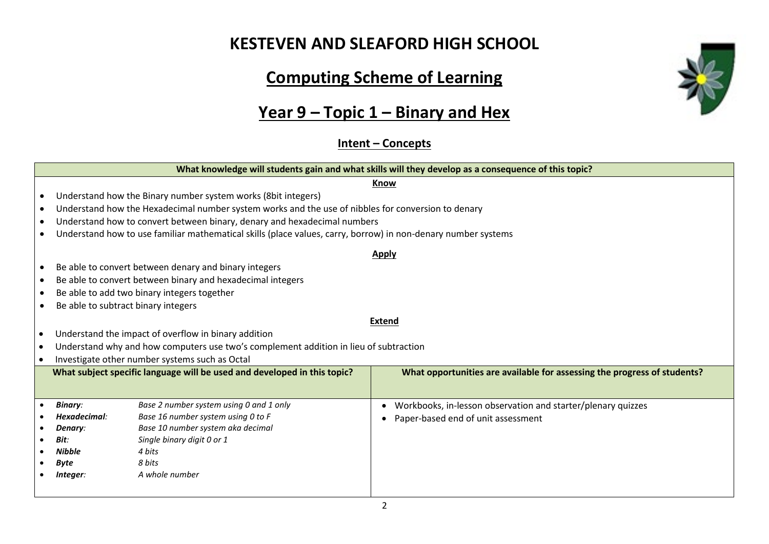# KESTEVEN AND SLEAFORD HIGH SCHOOL

## Computing Scheme of Learning

## Year 9 – Topic 1 – Binary and Hex

### Intent – Concepts

**What knowledge will students gain and what skills will they develop as a consequence of this topic?**

**Know**

- Understand how the Binary number system works (8bit integers)
- Understand how the Hexadecimal number system works and the use of nibbles for conversion to denary
- Understand how to convert between binary, denary and hexadecimal numbers
- Understand how to use familiar mathematical skills (place values, carry, borrow) in non-denary number systems

**Apply**

- Be able to convert between denary and binary integers
- Be able to convert between binary and hexadecimal integers
- Be able to add two binary integers together
- Be able to subtract binary integers

**Extend**

- Understand the impact of overflow in binary addition
- Understand why and how computers use two's complement addition in lieu of subtraction
- Investigate other number systems such as Octal

| What subject specific language will be used and developed in this topic? | What opportunities are available for assessing the progress of students? |
|---|---|
| • ***Binary**:* *Base 2 number system using 0 and 1 only*<br>• ***Hexadecimal**:* *Base 16 number system using 0 to F*<br>• ***Denary**:* *Base 10 number system aka decimal*<br>• ***Bit**:* *Single binary digit 0 or 1*<br>• ***Nibble*** *4 bits*<br>• ***Byte*** *8 bits*<br>• ***Integer**:* *A whole number* | • Workbooks, in-lesson observation and starter/plenary quizzes<br>• Paper-based end of unit assessment |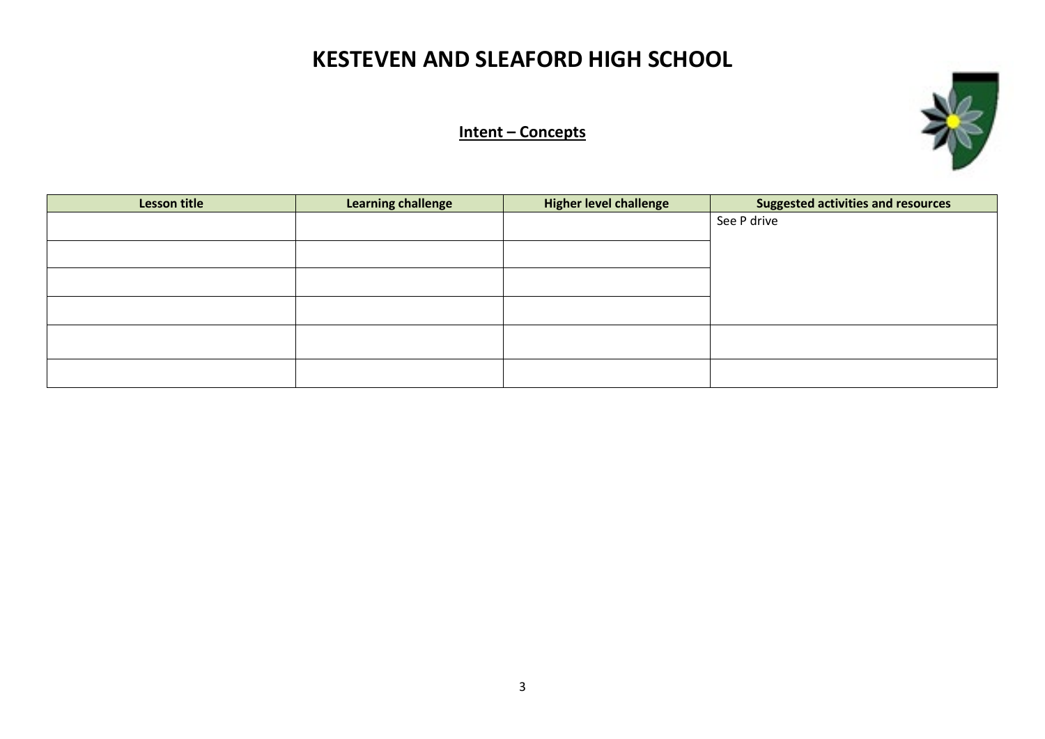# KESTEVEN AND SLEAFORD HIGH SCHOOL

## Intent – Concepts

| Lesson title | Learning challenge | Higher level challenge | Suggested activities and resources |
|---|---|---|---|
| | | | See P drive |
| | | | |
| | | | |
| | | | |
| | | | |
| | | | |